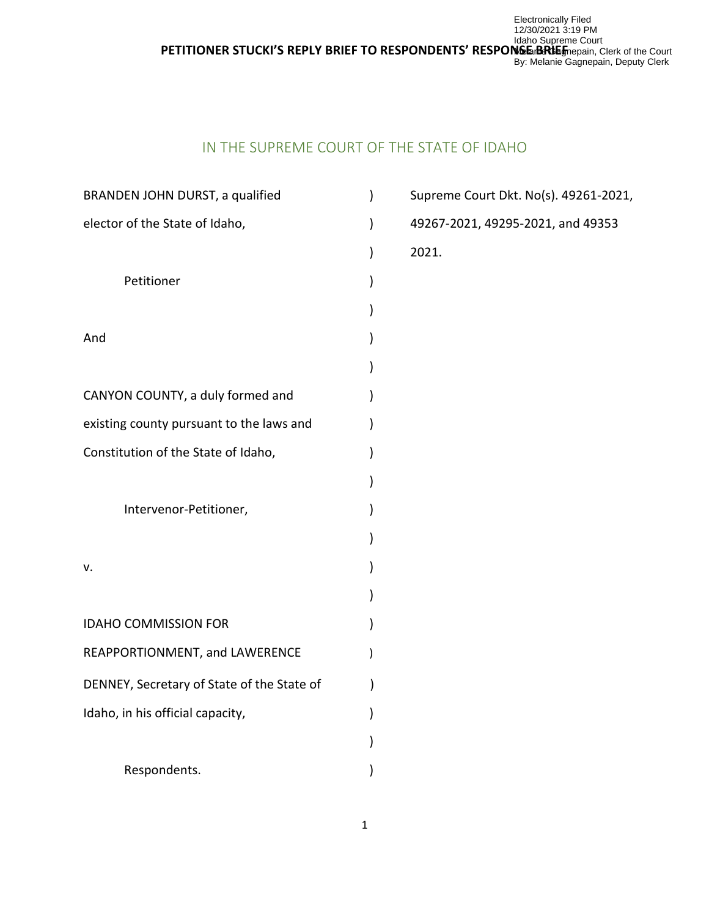Electronically Filed
12/30/2021 3:19 PM
Idaho Supreme Court
Melanie Gagnepain, Clerk of the Court
By: Melanie Gagnepain, Deputy Clerk

**PETITIONER STUCKI'S REPLY BRIEF TO RESPONDENTS' RESPONSE BRIEF**

IN THE SUPREME COURT OF THE STATE OF IDAHO

| | | |
|---|---|---|
| BRANDEN JOHN DURST, a qualified elector of the State of Idaho, | ) | Supreme Court Dkt. No(s). 49261-2021, 49267-2021, 49295-2021, and 49353 2021. |
| | ) | |
| Petitioner | ) | |
| | ) | |
| And | ) | |
| | ) | |
| CANYON COUNTY, a duly formed and existing county pursuant to the laws and Constitution of the State of Idaho, | ) | |
| | ) | |
| Intervenor-Petitioner, | ) | |
| | ) | |
| v. | ) | |
| | ) | |
| IDAHO COMMISSION FOR REAPPORTIONMENT, and LAWERENCE DENNEY, Secretary of State of the State of Idaho, in his official capacity, | ) | |
| | ) | |
| Respondents. | ) | |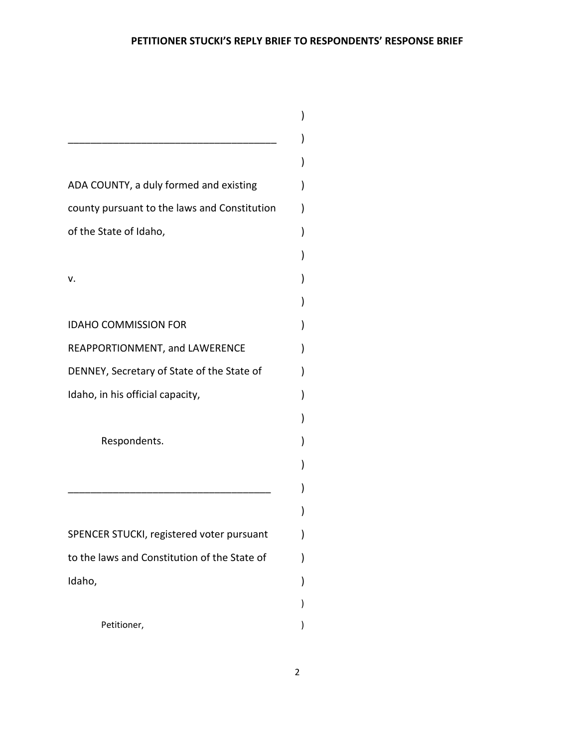**PETITIONER STUCKI'S REPLY BRIEF TO RESPONDENTS' RESPONSE BRIEF**

ADA COUNTY, a duly formed and existing county pursuant to the laws and Constitution of the State of Idaho,

v.

IDAHO COMMISSION FOR REAPPORTIONMENT, and LAWERENCE DENNEY, Secretary of State of the State of Idaho, in his official capacity,

Respondents.

SPENCER STUCKI, registered voter pursuant to the laws and Constitution of the State of Idaho,

Petitioner,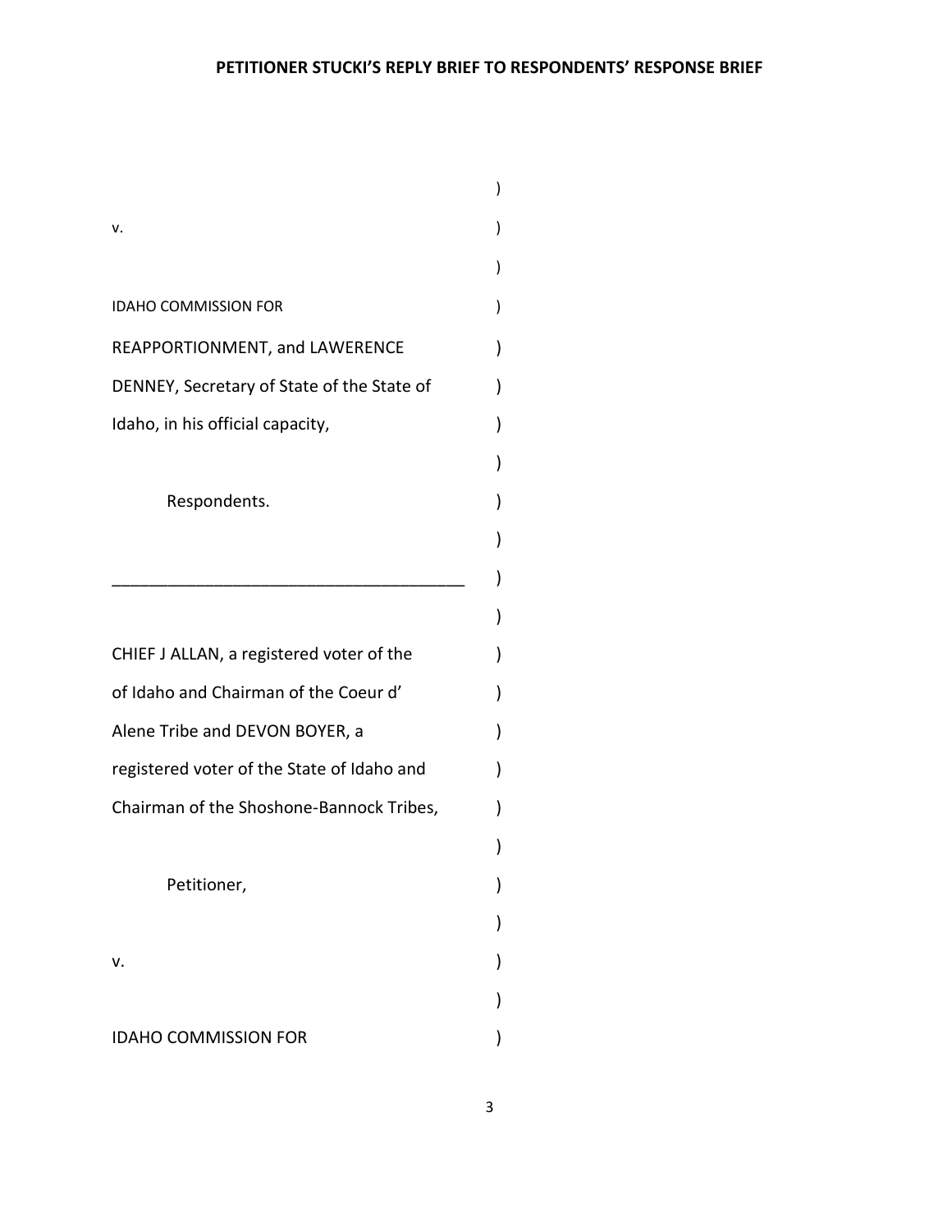v.

IDAHO COMMISSION FOR

REAPPORTIONMENT, and LAWERENCE

DENNEY, Secretary of State of the State of

Idaho, in his official capacity,

Respondents.

______________________________________

CHIEF J ALLAN, a registered voter of the

of Idaho and Chairman of the Coeur d'

Alene Tribe and DEVON BOYER, a

registered voter of the State of Idaho and

Chairman of the Shoshone-Bannock Tribes,

Petitioner,

v.

IDAHO COMMISSION FOR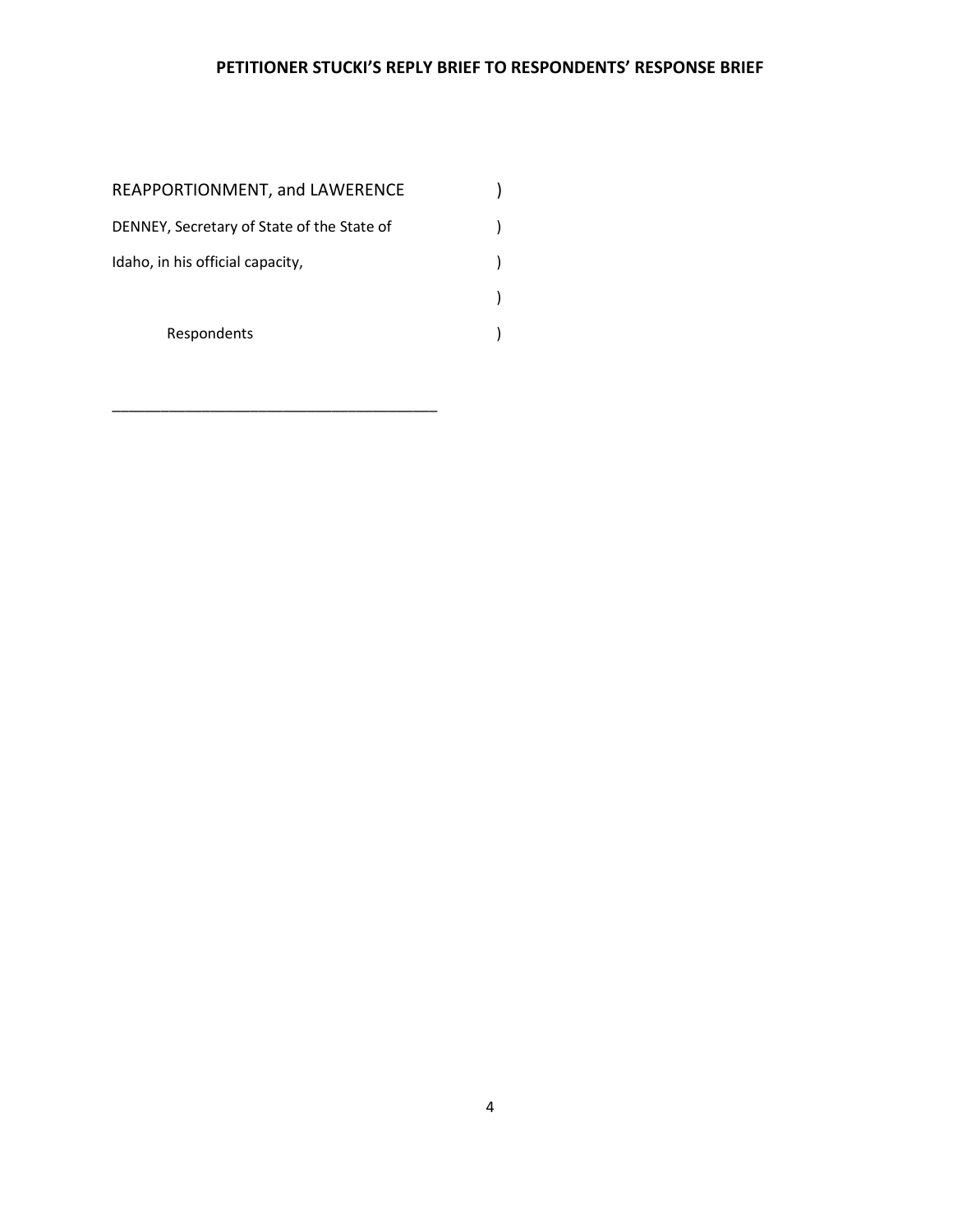REAPPORTIONMENT, and LAWERENCE )

DENNEY, Secretary of State of the State of )

Idaho, in his official capacity, )

)

Respondents )

\_\_\_\_\_\_\_\_\_\_\_\_\_\_\_\_\_\_\_\_\_\_\_\_\_\_\_\_\_\_\_\_\_\_\_\_\_\_\_\_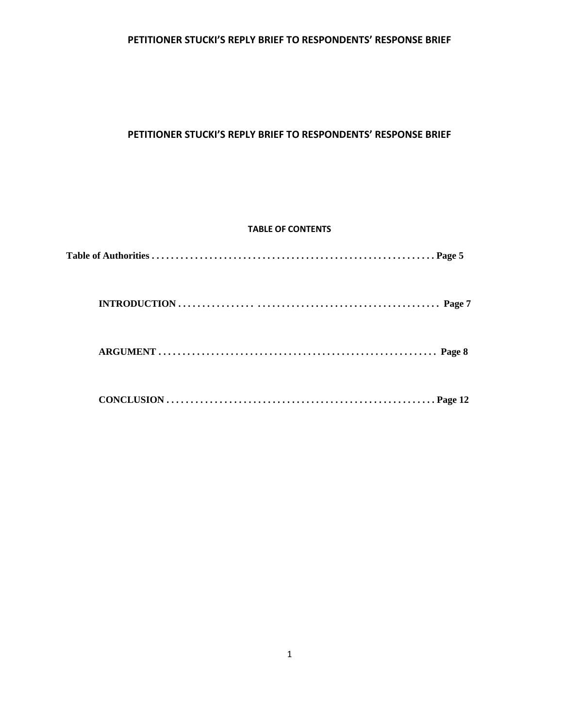# PETITIONER STUCKI'S REPLY BRIEF TO RESPONDENTS' RESPONSE BRIEF

## TABLE OF CONTENTS

**Table of Authorities . . . . . . . . . . . . . . . . . . . . . . . . . . . . . . . . . . . . . . . . . . . . . . . . . . . . . . . . . . Page 5**

**INTRODUCTION . . . . . . . . . . . . . . . . . . . . . . . . . . . . . . . . . . . . . . . . . . . . . . . . . . . . . . . Page 7**

**ARGUMENT . . . . . . . . . . . . . . . . . . . . . . . . . . . . . . . . . . . . . . . . . . . . . . . . . . . . . . . . . . Page 8**

**CONCLUSION . . . . . . . . . . . . . . . . . . . . . . . . . . . . . . . . . . . . . . . . . . . . . . . . . . . . . . . . Page 12**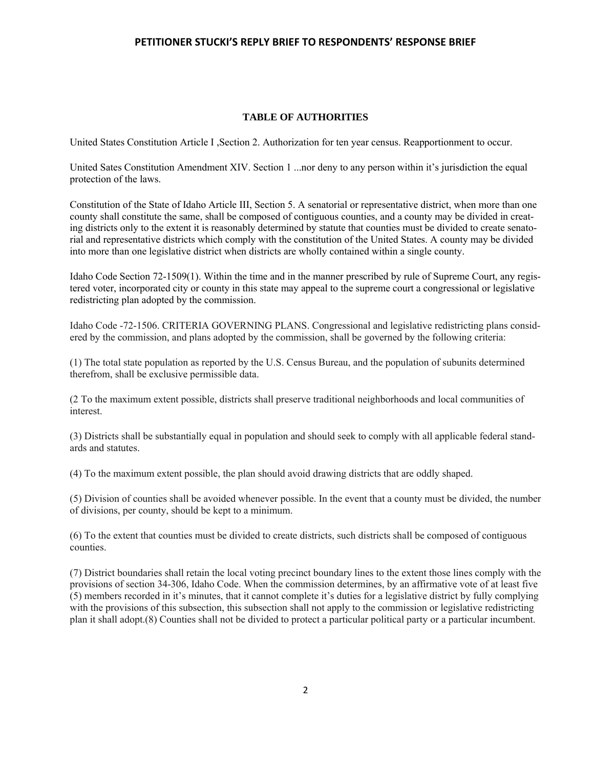# PETITIONER STUCKI'S REPLY BRIEF TO RESPONDENTS' RESPONSE BRIEF

## TABLE OF AUTHORITIES

United States Constitution Article I ,Section 2. Authorization for ten year census. Reapportionment to occur.

United Sates Constitution Amendment XIV. Section 1 ...nor deny to any person within it's jurisdiction the equal protection of the laws.

Constitution of the State of Idaho Article III, Section 5. A senatorial or representative district, when more than one county shall constitute the same, shall be composed of contiguous counties, and a county may be divided in creating districts only to the extent it is reasonably determined by statute that counties must be divided to create senatorial and representative districts which comply with the constitution of the United States. A county may be divided into more than one legislative district when districts are wholly contained within a single county.

Idaho Code Section 72-1509(1). Within the time and in the manner prescribed by rule of Supreme Court, any registered voter, incorporated city or county in this state may appeal to the supreme court a congressional or legislative redistricting plan adopted by the commission.

Idaho Code -72-1506. CRITERIA GOVERNING PLANS. Congressional and legislative redistricting plans considered by the commission, and plans adopted by the commission, shall be governed by the following criteria:

(1) The total state population as reported by the U.S. Census Bureau, and the population of subunits determined therefrom, shall be exclusive permissible data.

(2 To the maximum extent possible, districts shall preserve traditional neighborhoods and local communities of interest.

(3) Districts shall be substantially equal in population and should seek to comply with all applicable federal standards and statutes.

(4) To the maximum extent possible, the plan should avoid drawing districts that are oddly shaped.

(5) Division of counties shall be avoided whenever possible. In the event that a county must be divided, the number of divisions, per county, should be kept to a minimum.

(6) To the extent that counties must be divided to create districts, such districts shall be composed of contiguous counties.

(7) District boundaries shall retain the local voting precinct boundary lines to the extent those lines comply with the provisions of section 34-306, Idaho Code. When the commission determines, by an affirmative vote of at least five (5) members recorded in it's minutes, that it cannot complete it's duties for a legislative district by fully complying with the provisions of this subsection, this subsection shall not apply to the commission or legislative redistricting plan it shall adopt.(8) Counties shall not be divided to protect a particular political party or a particular incumbent.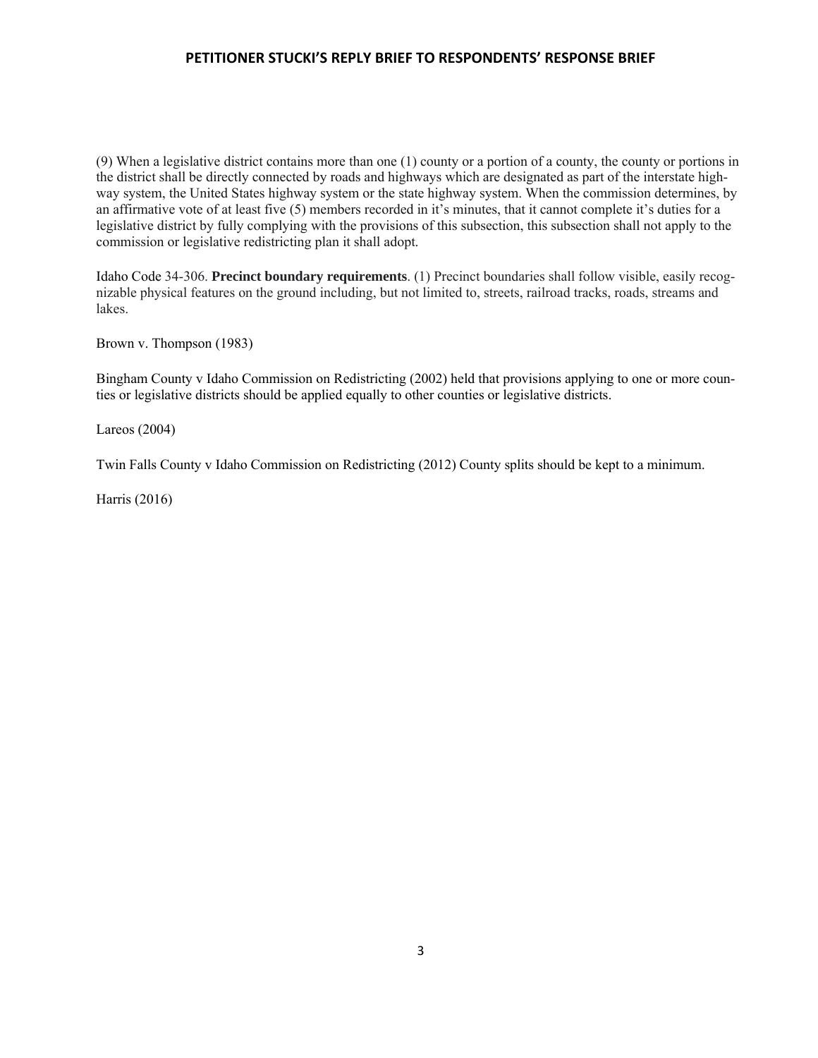(9) When a legislative district contains more than one (1) county or a portion of a county, the county or portions in the district shall be directly connected by roads and highways which are designated as part of the interstate highway system, the United States highway system or the state highway system. When the commission determines, by an affirmative vote of at least five (5) members recorded in it's minutes, that it cannot complete it's duties for a legislative district by fully complying with the provisions of this subsection, this subsection shall not apply to the commission or legislative redistricting plan it shall adopt.

Idaho Code 34-306. **Precinct boundary requirements**. (1) Precinct boundaries shall follow visible, easily recognizable physical features on the ground including, but not limited to, streets, railroad tracks, roads, streams and lakes.

Brown v. Thompson (1983)

Bingham County v Idaho Commission on Redistricting (2002) held that provisions applying to one or more counties or legislative districts should be applied equally to other counties or legislative districts.

Lareos (2004)

Twin Falls County v Idaho Commission on Redistricting (2012) County splits should be kept to a minimum.

Harris (2016)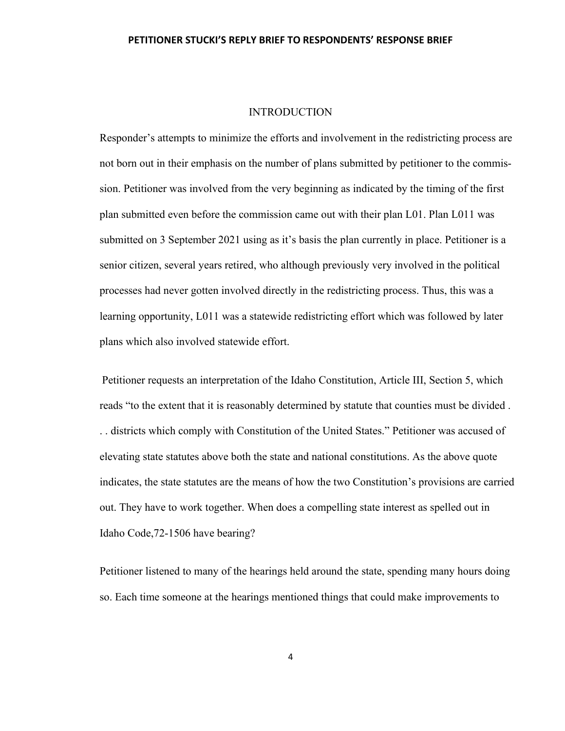## INTRODUCTION

Responder's attempts to minimize the efforts and involvement in the redistricting process are not born out in their emphasis on the number of plans submitted by petitioner to the commission. Petitioner was involved from the very beginning as indicated by the timing of the first plan submitted even before the commission came out with their plan L01. Plan L011 was submitted on 3 September 2021 using as it's basis the plan currently in place. Petitioner is a senior citizen, several years retired, who although previously very involved in the political processes had never gotten involved directly in the redistricting process. Thus, this was a learning opportunity, L011 was a statewide redistricting effort which was followed by later plans which also involved statewide effort.

Petitioner requests an interpretation of the Idaho Constitution, Article III, Section 5, which reads "to the extent that it is reasonably determined by statute that counties must be divided . . . districts which comply with Constitution of the United States." Petitioner was accused of elevating state statutes above both the state and national constitutions. As the above quote indicates, the state statutes are the means of how the two Constitution's provisions are carried out. They have to work together. When does a compelling state interest as spelled out in Idaho Code,72-1506 have bearing?

Petitioner listened to many of the hearings held around the state, spending many hours doing so. Each time someone at the hearings mentioned things that could make improvements to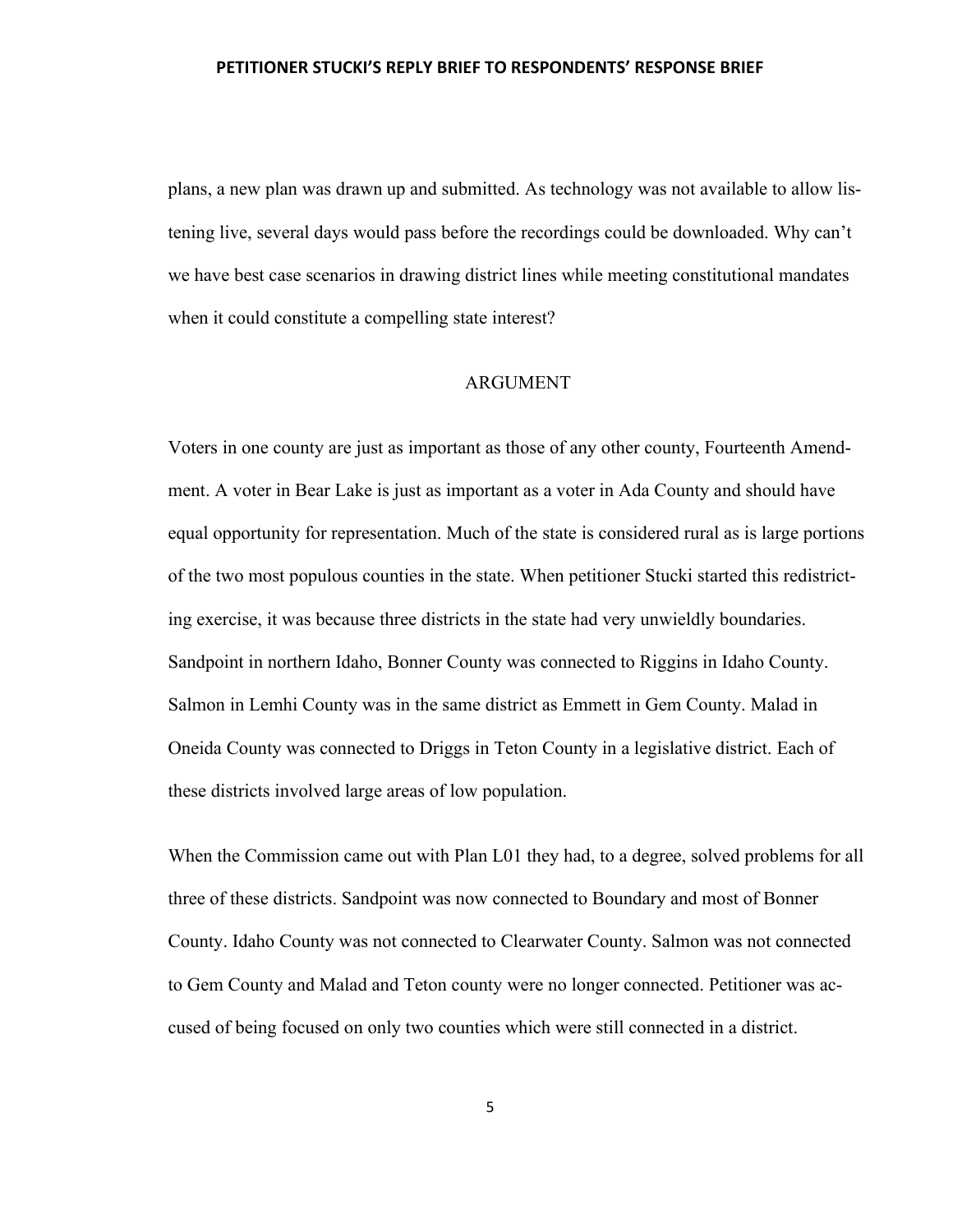plans, a new plan was drawn up and submitted. As technology was not available to allow listening live, several days would pass before the recordings could be downloaded. Why can't we have best case scenarios in drawing district lines while meeting constitutional mandates when it could constitute a compelling state interest?

## ARGUMENT

Voters in one county are just as important as those of any other county, Fourteenth Amendment. A voter in Bear Lake is just as important as a voter in Ada County and should have equal opportunity for representation. Much of the state is considered rural as is large portions of the two most populous counties in the state. When petitioner Stucki started this redistricting exercise, it was because three districts in the state had very unwieldly boundaries. Sandpoint in northern Idaho, Bonner County was connected to Riggins in Idaho County. Salmon in Lemhi County was in the same district as Emmett in Gem County. Malad in Oneida County was connected to Driggs in Teton County in a legislative district. Each of these districts involved large areas of low population.

When the Commission came out with Plan L01 they had, to a degree, solved problems for all three of these districts. Sandpoint was now connected to Boundary and most of Bonner County. Idaho County was not connected to Clearwater County. Salmon was not connected to Gem County and Malad and Teton county were no longer connected. Petitioner was accused of being focused on only two counties which were still connected in a district.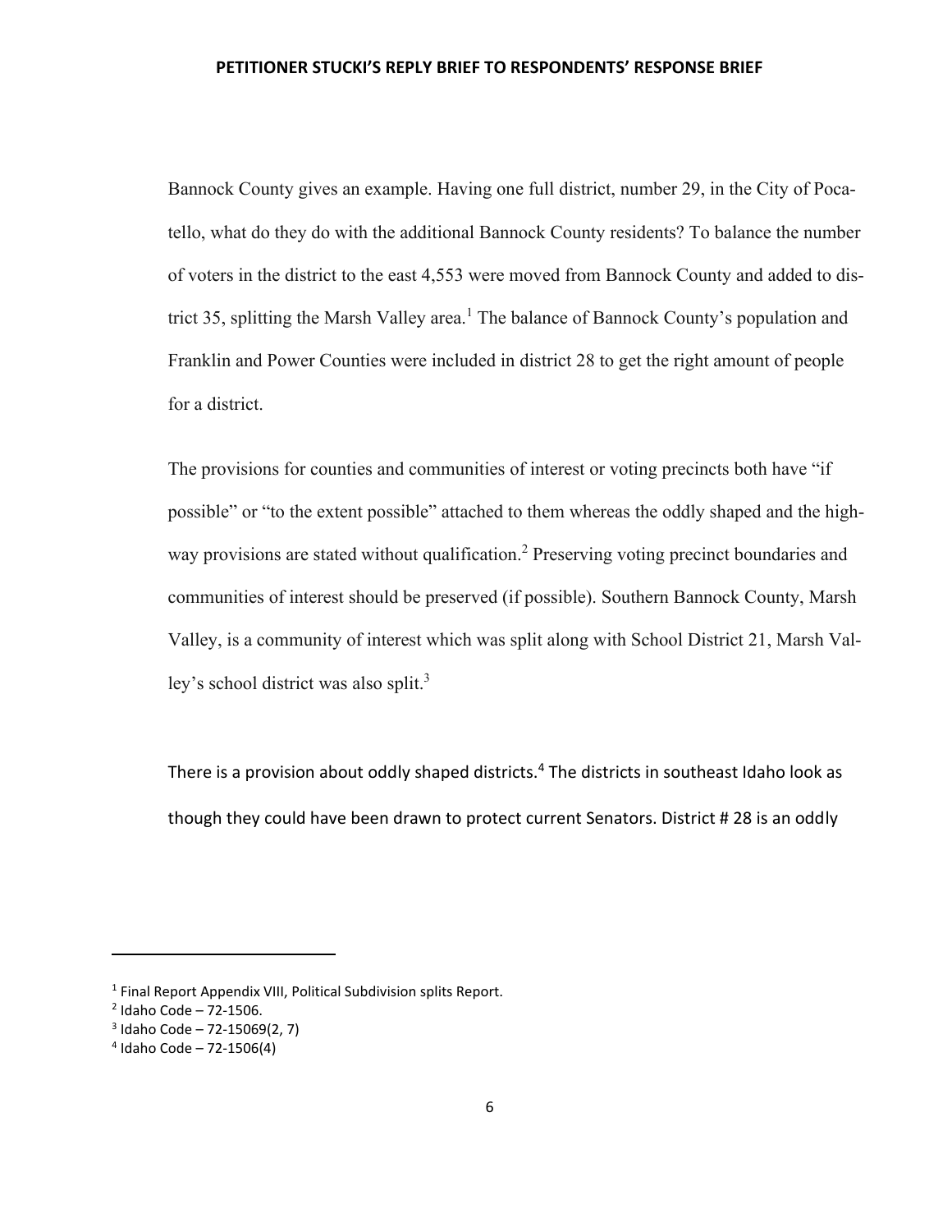Bannock County gives an example. Having one full district, number 29, in the City of Pocatello, what do they do with the additional Bannock County residents? To balance the number of voters in the district to the east 4,553 were moved from Bannock County and added to district 35, splitting the Marsh Valley area.[1] The balance of Bannock County's population and Franklin and Power Counties were included in district 28 to get the right amount of people for a district.

The provisions for counties and communities of interest or voting precincts both have "if possible" or "to the extent possible" attached to them whereas the oddly shaped and the highway provisions are stated without qualification.[2] Preserving voting precinct boundaries and communities of interest should be preserved (if possible). Southern Bannock County, Marsh Valley, is a community of interest which was split along with School District 21, Marsh Valley's school district was also split.[3]

There is a provision about oddly shaped districts.[4] The districts in southeast Idaho look as though they could have been drawn to protect current Senators. District # 28 is an oddly

---

[1] Final Report Appendix VIII, Political Subdivision splits Report.

[2] Idaho Code – 72-1506.

[3] Idaho Code – 72-15069(2, 7)

[4] Idaho Code – 72-1506(4)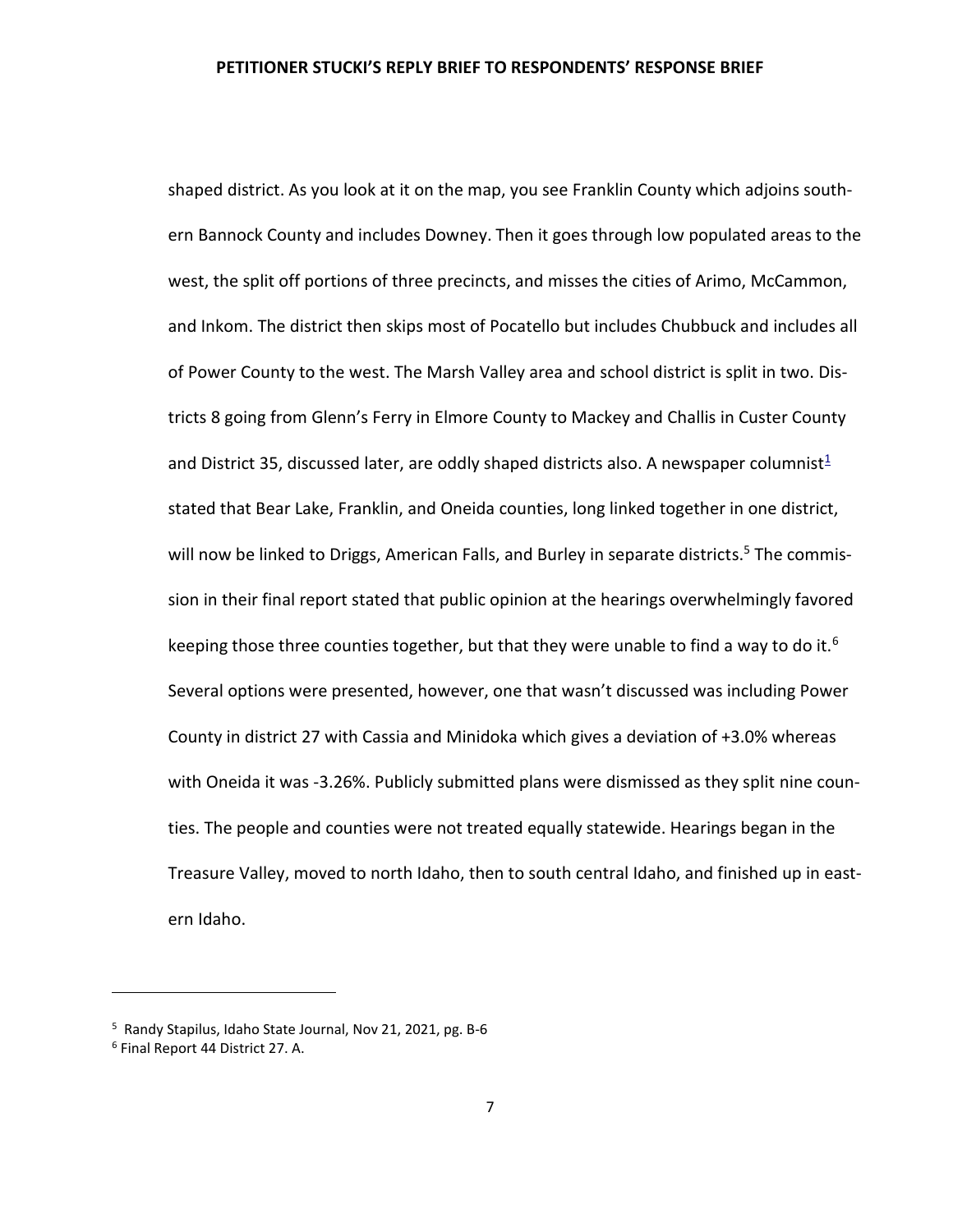shaped district. As you look at it on the map, you see Franklin County which adjoins southern Bannock County and includes Downey. Then it goes through low populated areas to the west, the split off portions of three precincts, and misses the cities of Arimo, McCammon, and Inkom. The district then skips most of Pocatello but includes Chubbuck and includes all of Power County to the west. The Marsh Valley area and school district is split in two. Districts 8 going from Glenn's Ferry in Elmore County to Mackey and Challis in Custer County and District 35, discussed later, are oddly shaped districts also. A newspaper columnist[1] stated that Bear Lake, Franklin, and Oneida counties, long linked together in one district, will now be linked to Driggs, American Falls, and Burley in separate districts.[5] The commission in their final report stated that public opinion at the hearings overwhelmingly favored keeping those three counties together, but that they were unable to find a way to do it.[6] Several options were presented, however, one that wasn't discussed was including Power County in district 27 with Cassia and Minidoka which gives a deviation of +3.0% whereas with Oneida it was -3.26%. Publicly submitted plans were dismissed as they split nine counties. The people and counties were not treated equally statewide. Hearings began in the Treasure Valley, moved to north Idaho, then to south central Idaho, and finished up in eastern Idaho.

---

[5] Randy Stapilus, Idaho State Journal, Nov 21, 2021, pg. B-6

[6] Final Report 44 District 27. A.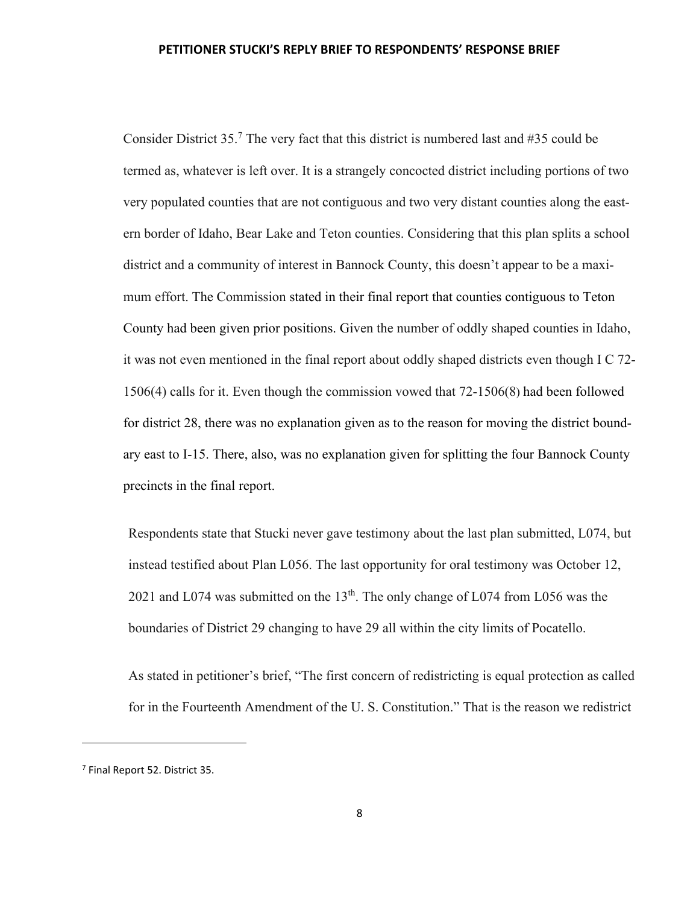Consider District 35.[7] The very fact that this district is numbered last and #35 could be termed as, whatever is left over. It is a strangely concocted district including portions of two very populated counties that are not contiguous and two very distant counties along the eastern border of Idaho, Bear Lake and Teton counties. Considering that this plan splits a school district and a community of interest in Bannock County, this doesn't appear to be a maximum effort. The Commission stated in their final report that counties contiguous to Teton County had been given prior positions. Given the number of oddly shaped counties in Idaho, it was not even mentioned in the final report about oddly shaped districts even though I C 72-1506(4) calls for it. Even though the commission vowed that 72-1506(8) had been followed for district 28, there was no explanation given as to the reason for moving the district boundary east to I-15. There, also, was no explanation given for splitting the four Bannock County precincts in the final report.

Respondents state that Stucki never gave testimony about the last plan submitted, L074, but instead testified about Plan L056. The last opportunity for oral testimony was October 12, 2021 and L074 was submitted on the 13th. The only change of L074 from L056 was the boundaries of District 29 changing to have 29 all within the city limits of Pocatello.

As stated in petitioner's brief, "The first concern of redistricting is equal protection as called for in the Fourteenth Amendment of the U. S. Constitution." That is the reason we redistrict

[7] Final Report 52. District 35.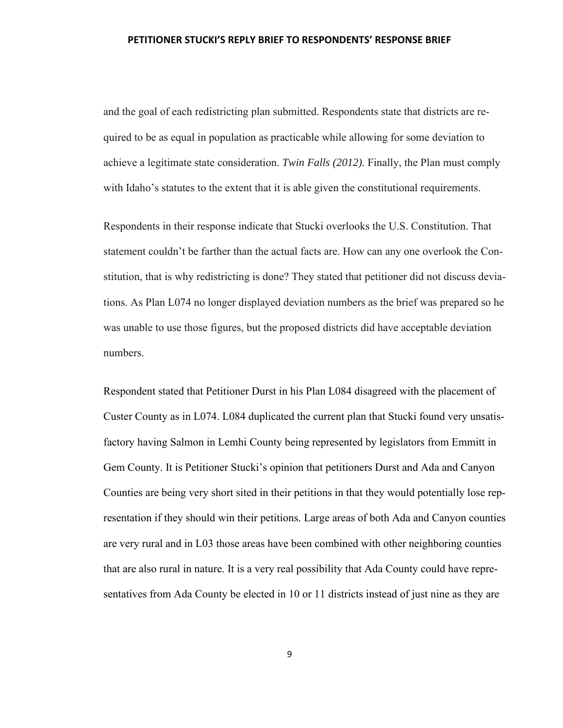and the goal of each redistricting plan submitted. Respondents state that districts are required to be as equal in population as practicable while allowing for some deviation to achieve a legitimate state consideration. *Twin Falls (2012).* Finally, the Plan must comply with Idaho's statutes to the extent that it is able given the constitutional requirements.

Respondents in their response indicate that Stucki overlooks the U.S. Constitution. That statement couldn't be farther than the actual facts are. How can any one overlook the Constitution, that is why redistricting is done? They stated that petitioner did not discuss deviations. As Plan L074 no longer displayed deviation numbers as the brief was prepared so he was unable to use those figures, but the proposed districts did have acceptable deviation numbers.

Respondent stated that Petitioner Durst in his Plan L084 disagreed with the placement of Custer County as in L074. L084 duplicated the current plan that Stucki found very unsatisfactory having Salmon in Lemhi County being represented by legislators from Emmitt in Gem County. It is Petitioner Stucki's opinion that petitioners Durst and Ada and Canyon Counties are being very short sited in their petitions in that they would potentially lose representation if they should win their petitions. Large areas of both Ada and Canyon counties are very rural and in L03 those areas have been combined with other neighboring counties that are also rural in nature. It is a very real possibility that Ada County could have representatives from Ada County be elected in 10 or 11 districts instead of just nine as they are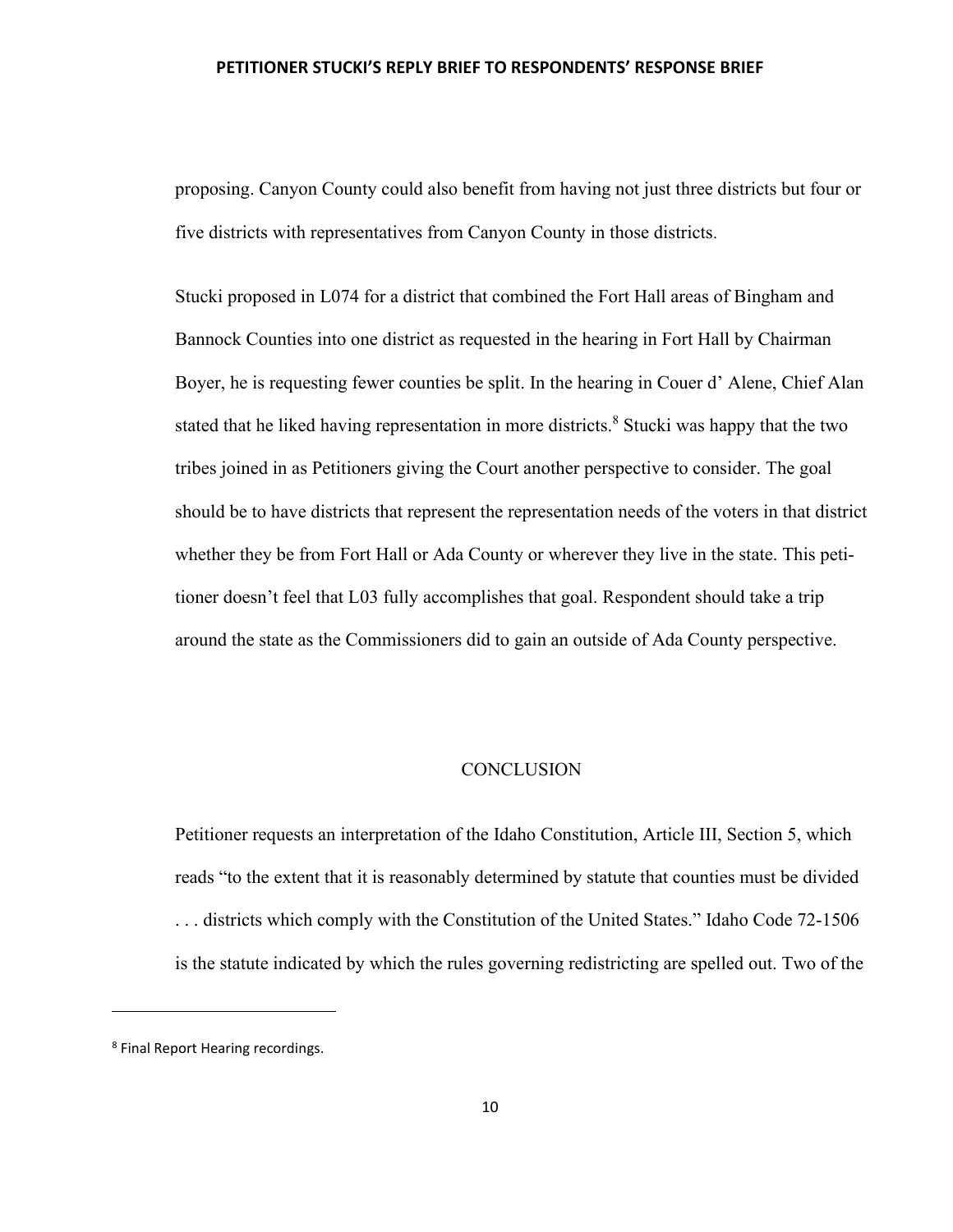proposing. Canyon County could also benefit from having not just three districts but four or five districts with representatives from Canyon County in those districts.

Stucki proposed in L074 for a district that combined the Fort Hall areas of Bingham and Bannock Counties into one district as requested in the hearing in Fort Hall by Chairman Boyer, he is requesting fewer counties be split. In the hearing in Couer d' Alene, Chief Alan stated that he liked having representation in more districts.[8] Stucki was happy that the two tribes joined in as Petitioners giving the Court another perspective to consider. The goal should be to have districts that represent the representation needs of the voters in that district whether they be from Fort Hall or Ada County or wherever they live in the state. This petitioner doesn't feel that L03 fully accomplishes that goal. Respondent should take a trip around the state as the Commissioners did to gain an outside of Ada County perspective.

## CONCLUSION

Petitioner requests an interpretation of the Idaho Constitution, Article III, Section 5, which reads "to the extent that it is reasonably determined by statute that counties must be divided . . . districts which comply with the Constitution of the United States." Idaho Code 72-1506 is the statute indicated by which the rules governing redistricting are spelled out. Two of the

---

[8] Final Report Hearing recordings.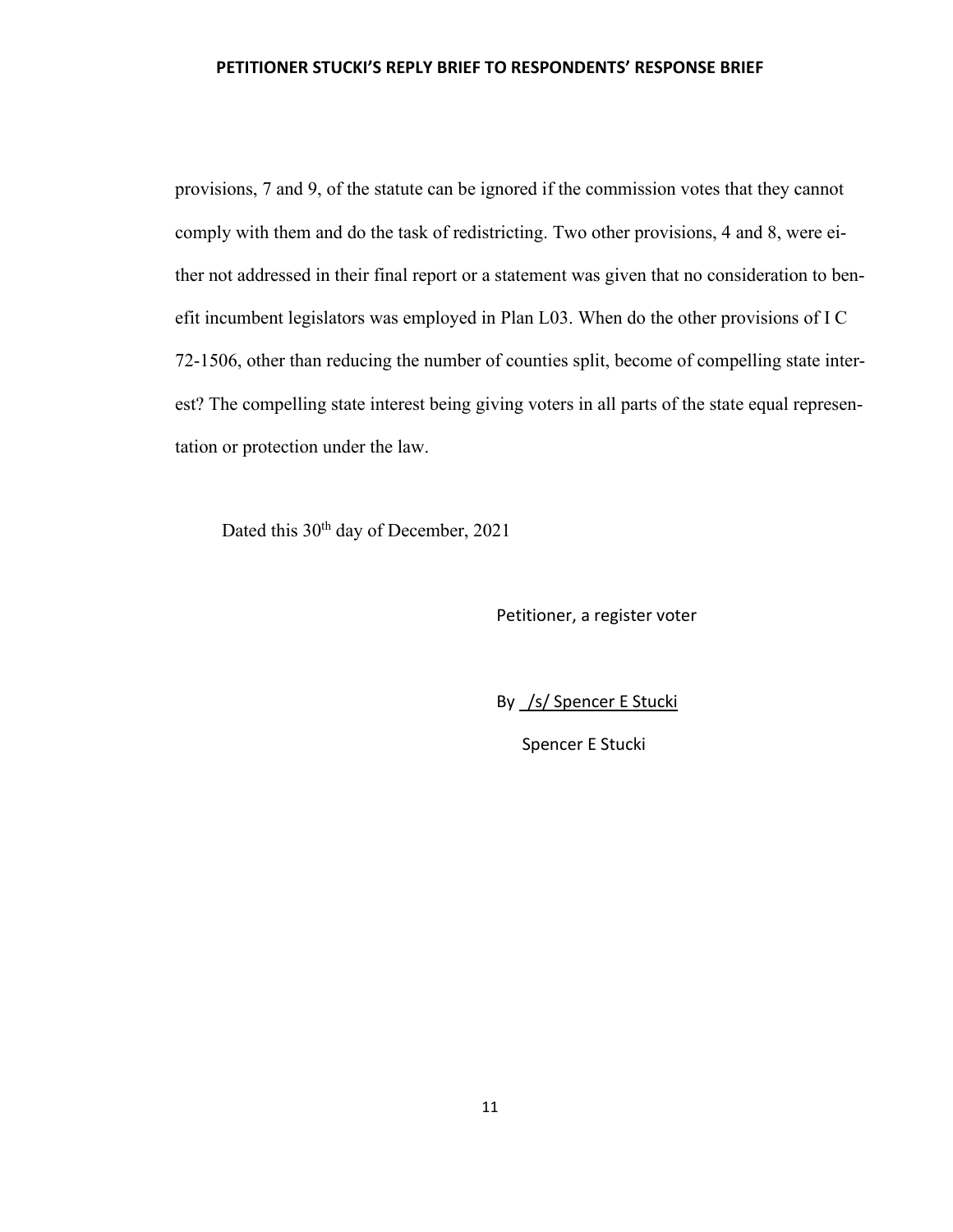provisions, 7 and 9, of the statute can be ignored if the commission votes that they cannot comply with them and do the task of redistricting. Two other provisions, 4 and 8, were either not addressed in their final report or a statement was given that no consideration to benefit incumbent legislators was employed in Plan L03. When do the other provisions of I C 72-1506, other than reducing the number of counties split, become of compelling state interest? The compelling state interest being giving voters in all parts of the state equal representation or protection under the law.

Dated this 30th day of December, 2021

Petitioner, a register voter

By /s/ Spencer E Stucki

Spencer E Stucki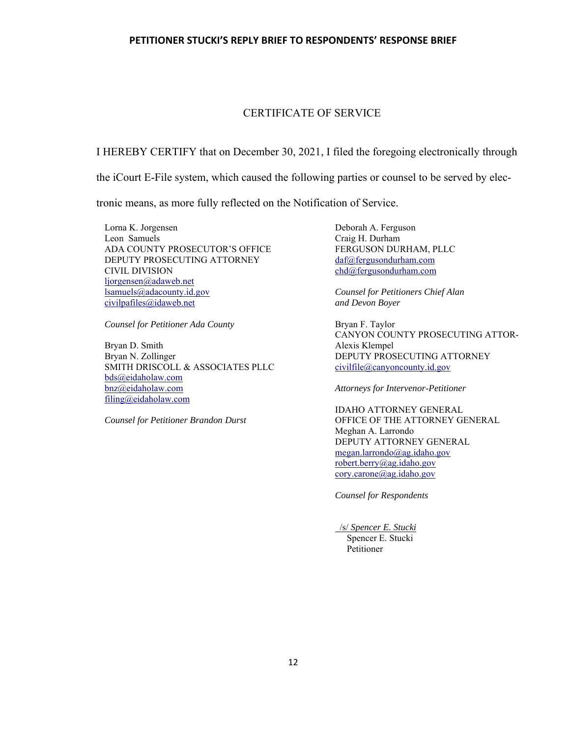## CERTIFICATE OF SERVICE

I HEREBY CERTIFY that on December 30, 2021, I filed the foregoing electronically through the iCourt E-File system, which caused the following parties or counsel to be served by electronic means, as more fully reflected on the Notification of Service.

Lorna K. Jorgensen
Leon Samuels
ADA COUNTY PROSECUTOR'S OFFICE
DEPUTY PROSECUTING ATTORNEY
CIVIL DIVISION
ljorgensen@adaweb.net
lsamuels@adacounty.id.gov
civilpafiles@idaweb.net

*Counsel for Petitioner Ada County*

Bryan D. Smith
Bryan N. Zollinger
SMITH DRISCOLL & ASSOCIATES PLLC
bds@eidaholaw.com
bnz@eidaholaw.com
filing@eidaholaw.com

*Counsel for Petitioner Brandon Durst*

Deborah A. Ferguson
Craig H. Durham
FERGUSON DURHAM, PLLC
daf@fergusondurham.com
chd@fergusondurham.com

*Counsel for Petitioners Chief Alan and Devon Boyer*

Bryan F. Taylor
CANYON COUNTY PROSECUTING ATTOR-
Alexis Klempel
DEPUTY PROSECUTING ATTORNEY
civilfile@canyoncounty.id.gov

*Attorneys for Intervenor-Petitioner*

IDAHO ATTORNEY GENERAL
OFFICE OF THE ATTORNEY GENERAL
Meghan A. Larrondo
DEPUTY ATTORNEY GENERAL
megan.larrondo@ag.idaho.gov
robert.berry@ag.idaho.gov
cory.carone@ag.idaho.gov

*Counsel for Respondents*

/s/ *Spencer E. Stucki*
Spencer E. Stucki
Petitioner